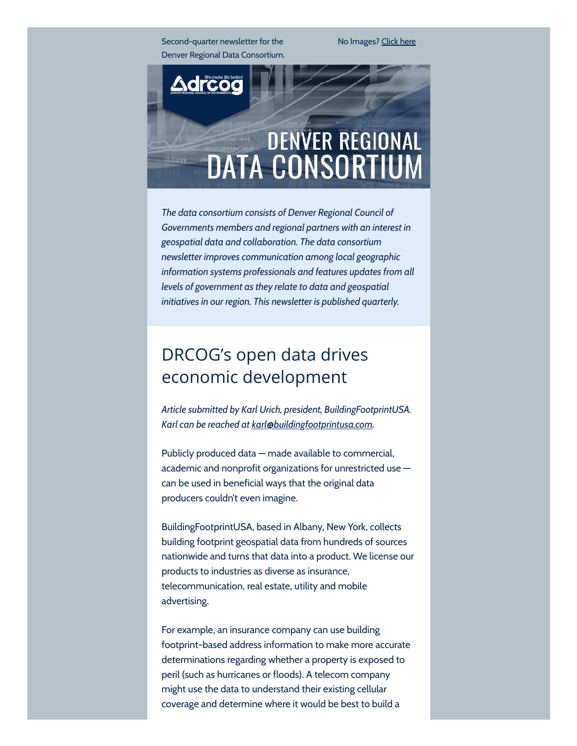Second-quarter newsletter for the Denver Regional Data Consortium.

No Images? Click here

# DENVER REGIONAL DATA CONSORTIUM

*The data consortium consists of Denver Regional Council of Governments members and regional partners with an interest in geospatial data and collaboration. The data consortium newsletter improves communication among local geographic information systems professionals and features updates from all levels of government as they relate to data and geospatial initiatives in our region. This newsletter is published quarterly.*

## DRCOG's open data drives economic development

*Article submitted by Karl Urich, president, BuildingFootprintUSA. Karl can be reached at karl@buildingfootprintusa.com.*

Publicly produced data — made available to commercial, academic and nonprofit organizations for unrestricted use — can be used in beneficial ways that the original data producers couldn't even imagine.

BuildingFootprintUSA, based in Albany, New York, collects building footprint geospatial data from hundreds of sources nationwide and turns that data into a product. We license our products to industries as diverse as insurance, telecommunication, real estate, utility and mobile advertising.

For example, an insurance company can use building footprint-based address information to make more accurate determinations regarding whether a property is exposed to peril (such as hurricanes or floods). A telecom company might use the data to understand their existing cellular coverage and determine where it would be best to build a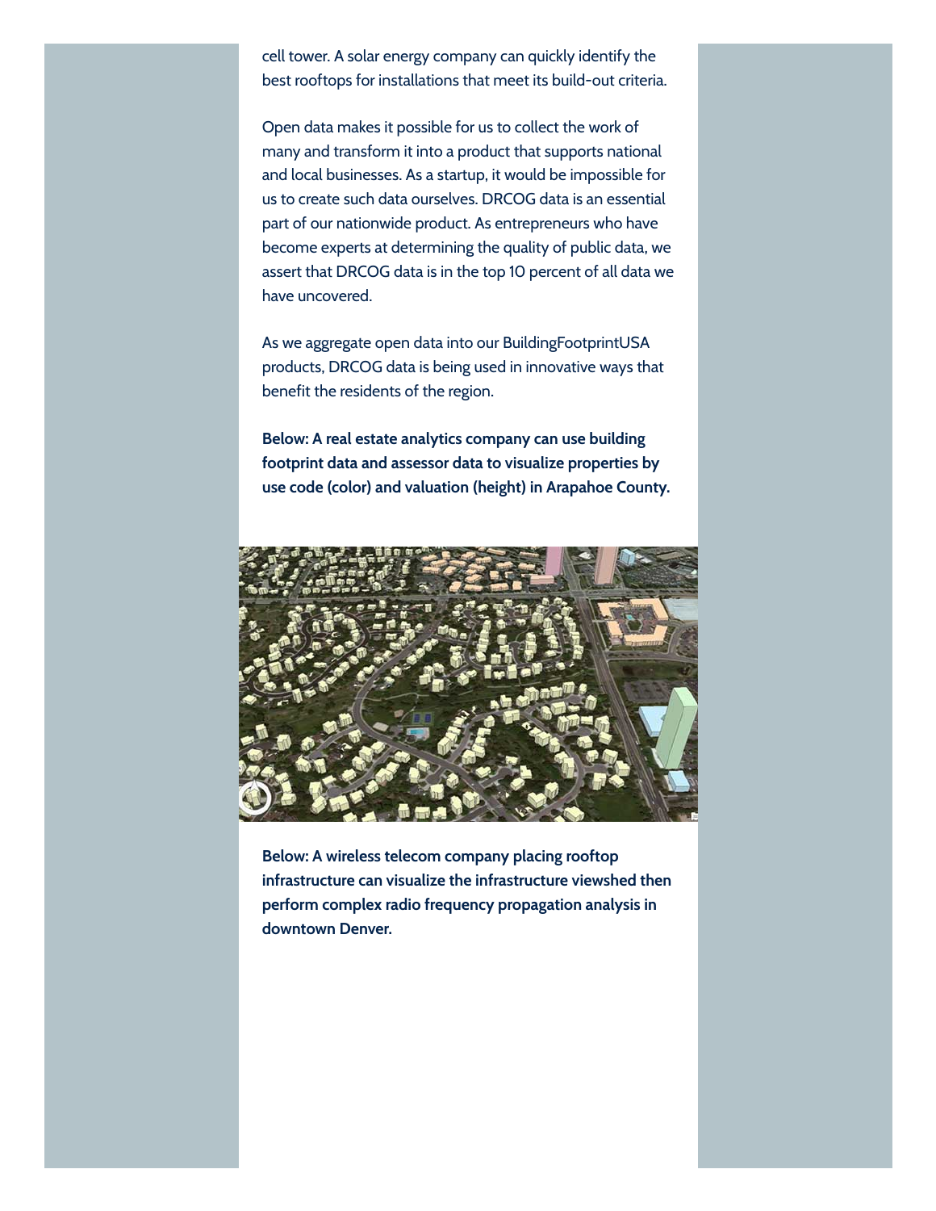cell tower. A solar energy company can quickly identify the best rooftops for installations that meet its build-out criteria.

Open data makes it possible for us to collect the work of many and transform it into a product that supports national and local businesses. As a startup, it would be impossible for us to create such data ourselves. DRCOG data is an essential part of our nationwide product. As entrepreneurs who have become experts at determining the quality of public data, we assert that DRCOG data is in the top 10 percent of all data we have uncovered.

As we aggregate open data into our BuildingFootprintUSA products, DRCOG data is being used in innovative ways that benefit the residents of the region.

**Below: A real estate analytics company can use building footprint data and assessor data to visualize properties by use code (color) and valuation (height) in Arapahoe County.**

**Below: A wireless telecom company placing rooftop infrastructure can visualize the infrastructure viewshed then perform complex radio frequency propagation analysis in downtown Denver.**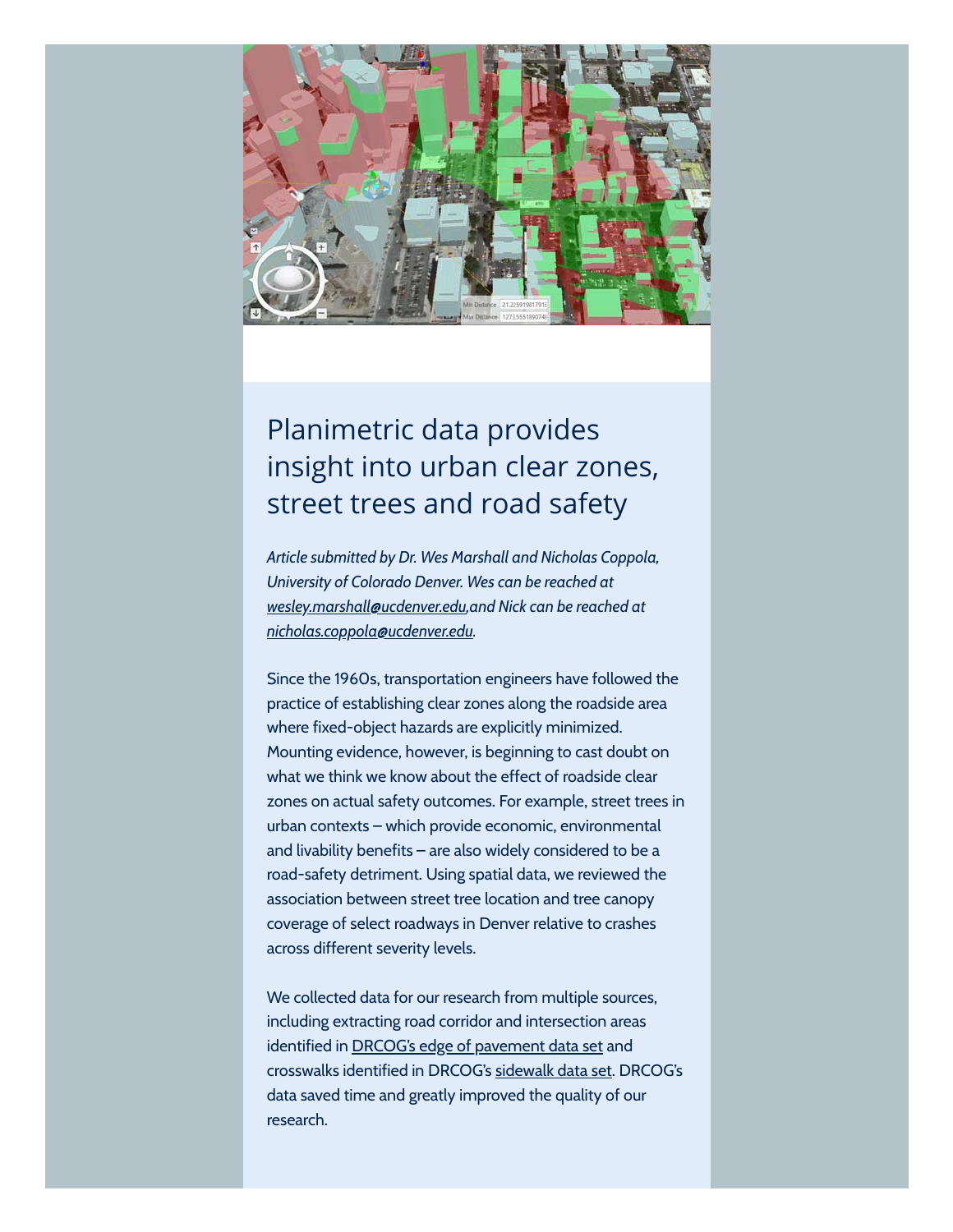# Planimetric data provides insight into urban clear zones, street trees and road safety

*Article submitted by Dr. Wes Marshall and Nicholas Coppola, University of Colorado Denver. Wes can be reached at wesley.marshall@ucdenver.edu, and Nick can be reached at nicholas.coppola@ucdenver.edu.*

Since the 1960s, transportation engineers have followed the practice of establishing clear zones along the roadside area where fixed-object hazards are explicitly minimized. Mounting evidence, however, is beginning to cast doubt on what we think we know about the effect of roadside clear zones on actual safety outcomes. For example, street trees in urban contexts – which provide economic, environmental and livability benefits – are also widely considered to be a road-safety detriment. Using spatial data, we reviewed the association between street tree location and tree canopy coverage of select roadways in Denver relative to crashes across different severity levels.

We collected data for our research from multiple sources, including extracting road corridor and intersection areas identified in DRCOG's edge of pavement data set and crosswalks identified in DRCOG's sidewalk data set. DRCOG's data saved time and greatly improved the quality of our research.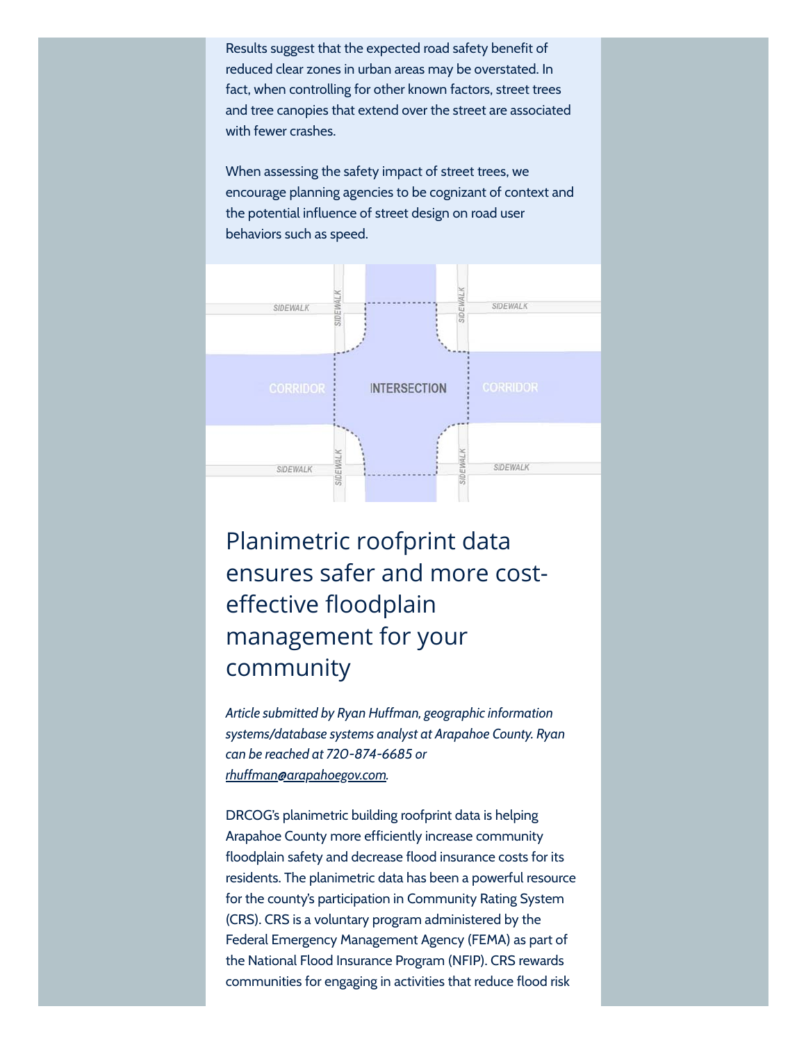Results suggest that the expected road safety benefit of reduced clear zones in urban areas may be overstated. In fact, when controlling for other known factors, street trees and tree canopies that extend over the street are associated with fewer crashes.

When assessing the safety impact of street trees, we encourage planning agencies to be cognizant of context and the potential influence of street design on road user behaviors such as speed.

## Planimetric roofprint data ensures safer and more cost-effective floodplain management for your community

*Article submitted by Ryan Huffman, geographic information systems/database systems analyst at Arapahoe County. Ryan can be reached at 720-874-6685 or rhuffman@arapahoegov.com.*

DRCOG's planimetric building roofprint data is helping Arapahoe County more efficiently increase community floodplain safety and decrease flood insurance costs for its residents. The planimetric data has been a powerful resource for the county's participation in Community Rating System (CRS). CRS is a voluntary program administered by the Federal Emergency Management Agency (FEMA) as part of the National Flood Insurance Program (NFIP). CRS rewards communities for engaging in activities that reduce flood risk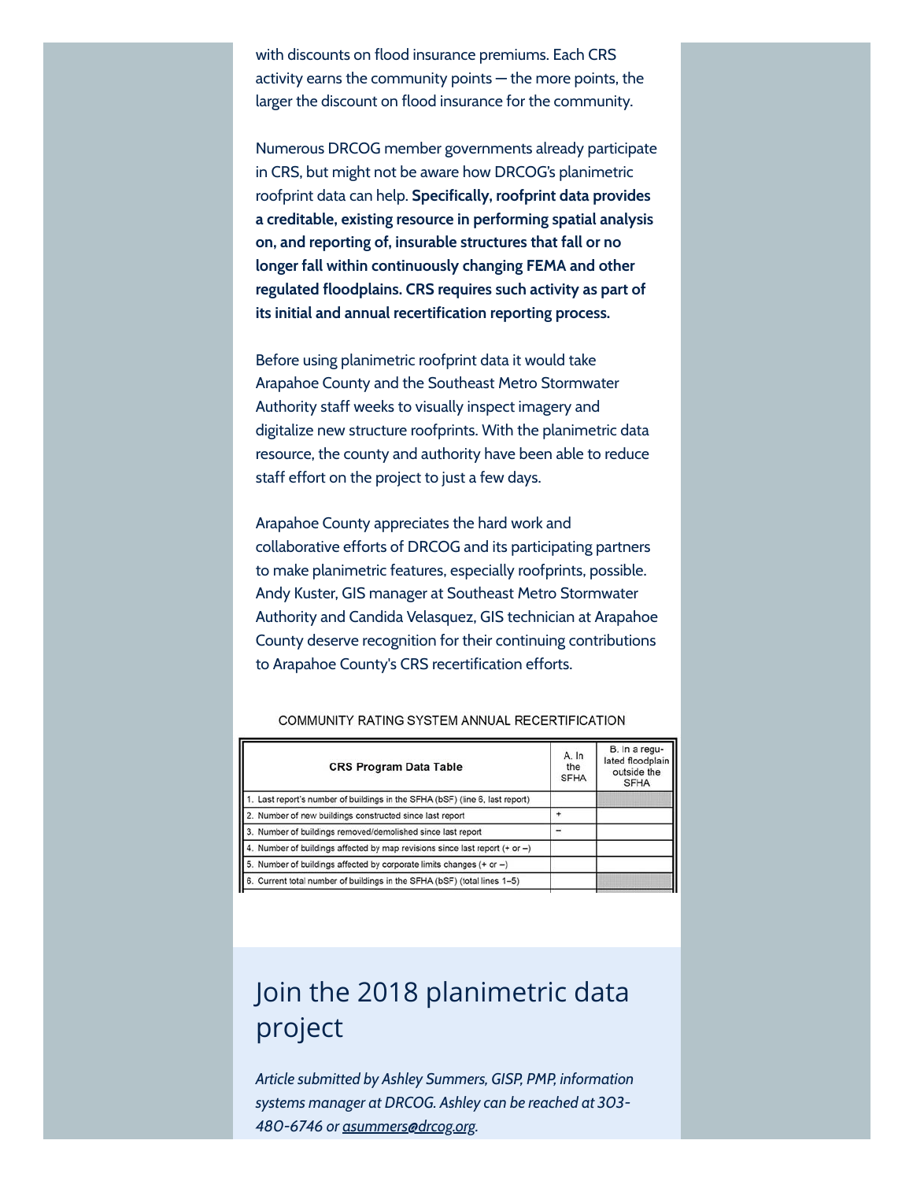with discounts on flood insurance premiums. Each CRS activity earns the community points — the more points, the larger the discount on flood insurance for the community.

Numerous DRCOG member governments already participate in CRS, but might not be aware how DRCOG's planimetric roofprint data can help. **Specifically, roofprint data provides a creditable, existing resource in performing spatial analysis on, and reporting of, insurable structures that fall or no longer fall within continuously changing FEMA and other regulated floodplains. CRS requires such activity as part of its initial and annual recertification reporting process.**

Before using planimetric roofprint data it would take Arapahoe County and the Southeast Metro Stormwater Authority staff weeks to visually inspect imagery and digitalize new structure roofprints. With the planimetric data resource, the county and authority have been able to reduce staff effort on the project to just a few days.

Arapahoe County appreciates the hard work and collaborative efforts of DRCOG and its participating partners to make planimetric features, especially roofprints, possible. Andy Kuster, GIS manager at Southeast Metro Stormwater Authority and Candida Velasquez, GIS technician at Arapahoe County deserve recognition for their continuing contributions to Arapahoe County's CRS recertification efforts.

COMMUNITY RATING SYSTEM ANNUAL RECERTIFICATION

| CRS Program Data Table | A. In the SFHA | B. In a regulated floodplain outside the SFHA |
|---|---|---|
| 1. Last report's number of buildings in the SFHA (bSF) (line 6, last report) | | |
| 2. Number of new buildings constructed since last report | + | |
| 3. Number of buildings removed/demolished since last report | – | |
| 4. Number of buildings affected by map revisions since last report (+ or –) | | |
| 5. Number of buildings affected by corporate limits changes (+ or –) | | |
| 6. Current total number of buildings in the SFHA (bSF) (total lines 1–5) | | |

# Join the 2018 planimetric data project

*Article submitted by Ashley Summers, GISP, PMP, information systems manager at DRCOG. Ashley can be reached at 303-480-6746 or asummers@drcog.org.*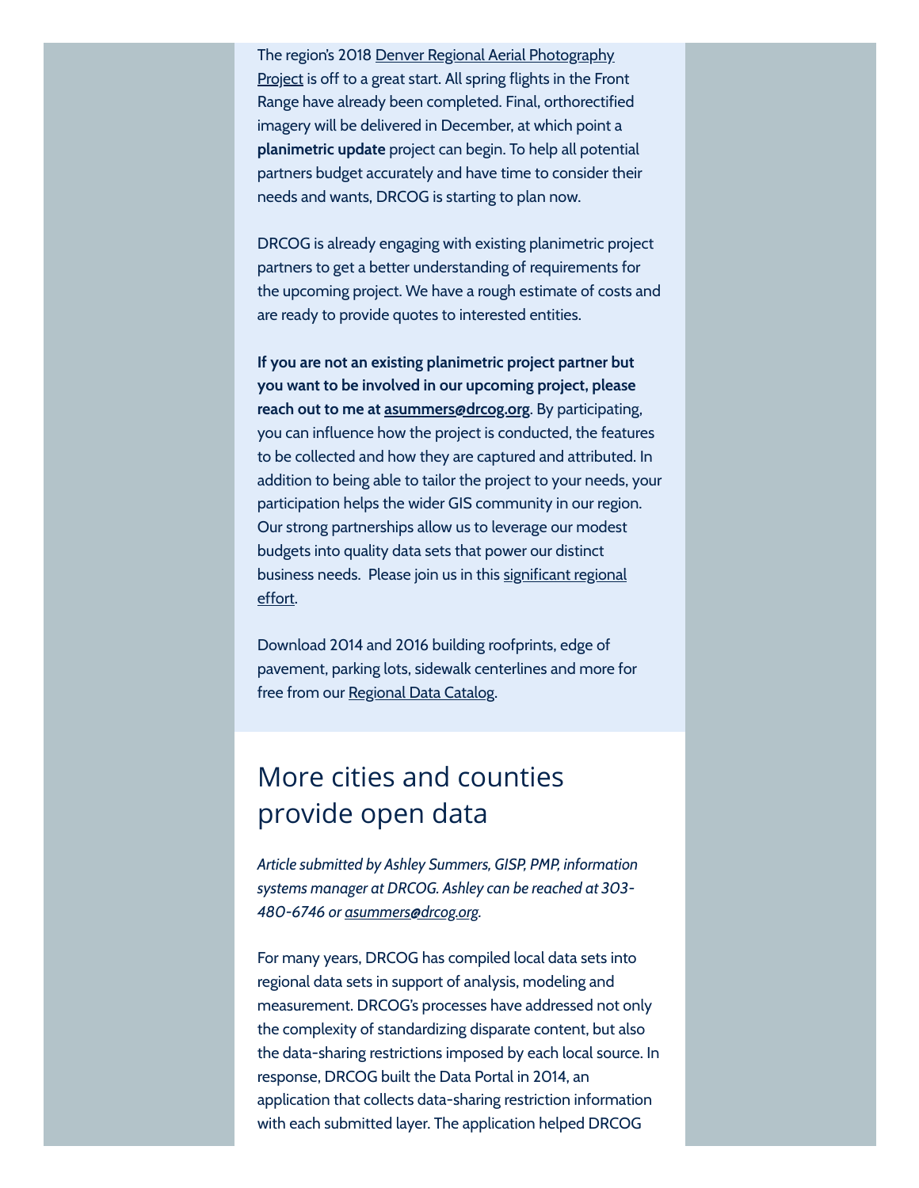The region's 2018 Denver Regional Aerial Photography Project is off to a great start. All spring flights in the Front Range have already been completed. Final, orthorectified imagery will be delivered in December, at which point a **planimetric update** project can begin. To help all potential partners budget accurately and have time to consider their needs and wants, DRCOG is starting to plan now.

DRCOG is already engaging with existing planimetric project partners to get a better understanding of requirements for the upcoming project. We have a rough estimate of costs and are ready to provide quotes to interested entities.

**If you are not an existing planimetric project partner but you want to be involved in our upcoming project, please reach out to me at asummers@drcog.org**. By participating, you can influence how the project is conducted, the features to be collected and how they are captured and attributed. In addition to being able to tailor the project to your needs, your participation helps the wider GIS community in our region. Our strong partnerships allow us to leverage our modest budgets into quality data sets that power our distinct business needs. Please join us in this significant regional effort.

Download 2014 and 2016 building roofprints, edge of pavement, parking lots, sidewalk centerlines and more for free from our Regional Data Catalog.

## More cities and counties provide open data

*Article submitted by Ashley Summers, GISP, PMP, information systems manager at DRCOG. Ashley can be reached at 303-480-6746 or asummers@drcog.org.*

For many years, DRCOG has compiled local data sets into regional data sets in support of analysis, modeling and measurement. DRCOG's processes have addressed not only the complexity of standardizing disparate content, but also the data-sharing restrictions imposed by each local source. In response, DRCOG built the Data Portal in 2014, an application that collects data-sharing restriction information with each submitted layer. The application helped DRCOG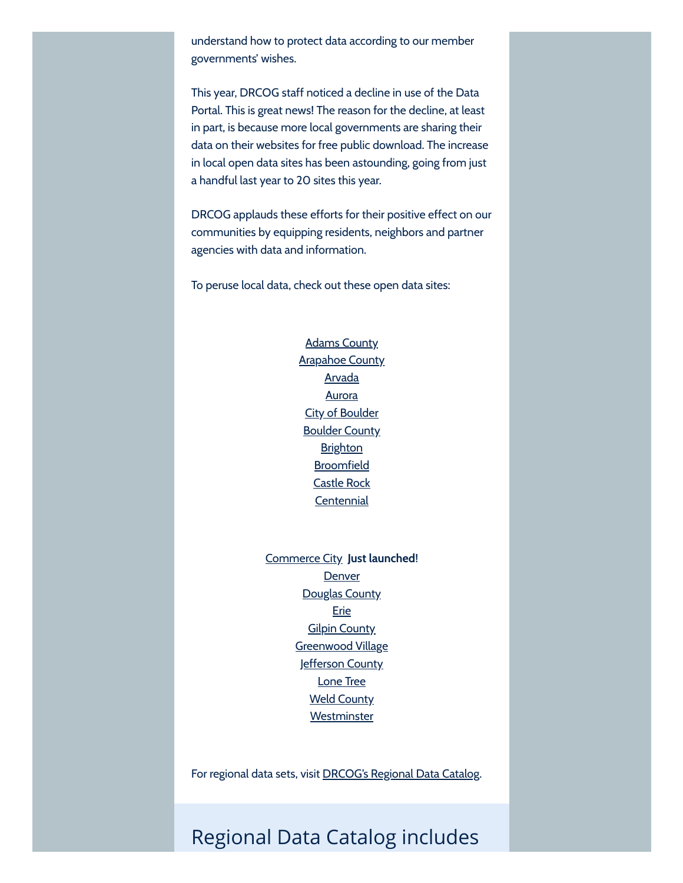understand how to protect data according to our member governments' wishes.

This year, DRCOG staff noticed a decline in use of the Data Portal. This is great news! The reason for the decline, at least in part, is because more local governments are sharing their data on their websites for free public download. The increase in local open data sites has been astounding, going from just a handful last year to 20 sites this year.

DRCOG applauds these efforts for their positive effect on our communities by equipping residents, neighbors and partner agencies with data and information.

To peruse local data, check out these open data sites:

Adams County
Arapahoe County
Arvada
Aurora
City of Boulder
Boulder County
Brighton
Broomfield
Castle Rock
Centennial

Commerce City **Just launched!**
Denver
Douglas County
Erie
Gilpin County
Greenwood Village
Jefferson County
Lone Tree
Weld County
Westminster

For regional data sets, visit DRCOG's Regional Data Catalog.

# Regional Data Catalog includes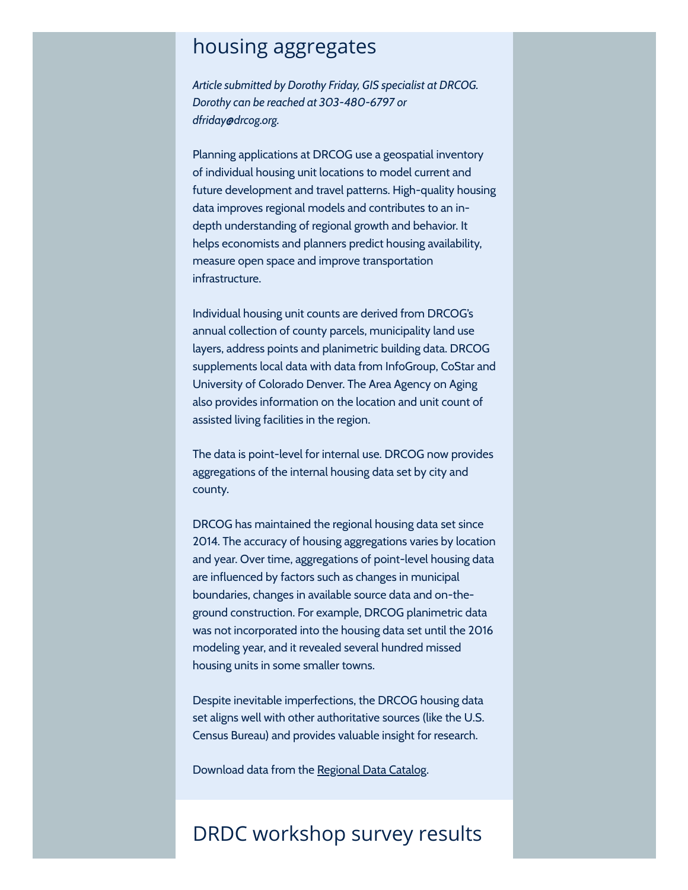## housing aggregates

*Article submitted by Dorothy Friday, GIS specialist at DRCOG. Dorothy can be reached at 303-480-6797 or dfriday@drcog.org.*

Planning applications at DRCOG use a geospatial inventory of individual housing unit locations to model current and future development and travel patterns. High-quality housing data improves regional models and contributes to an in-depth understanding of regional growth and behavior. It helps economists and planners predict housing availability, measure open space and improve transportation infrastructure.

Individual housing unit counts are derived from DRCOG's annual collection of county parcels, municipality land use layers, address points and planimetric building data. DRCOG supplements local data with data from InfoGroup, CoStar and University of Colorado Denver. The Area Agency on Aging also provides information on the location and unit count of assisted living facilities in the region.

The data is point-level for internal use. DRCOG now provides aggregations of the internal housing data set by city and county.

DRCOG has maintained the regional housing data set since 2014. The accuracy of housing aggregations varies by location and year. Over time, aggregations of point-level housing data are influenced by factors such as changes in municipal boundaries, changes in available source data and on-the-ground construction. For example, DRCOG planimetric data was not incorporated into the housing data set until the 2016 modeling year, and it revealed several hundred missed housing units in some smaller towns.

Despite inevitable imperfections, the DRCOG housing data set aligns well with other authoritative sources (like the U.S. Census Bureau) and provides valuable insight for research.

Download data from the Regional Data Catalog.

## DRDC workshop survey results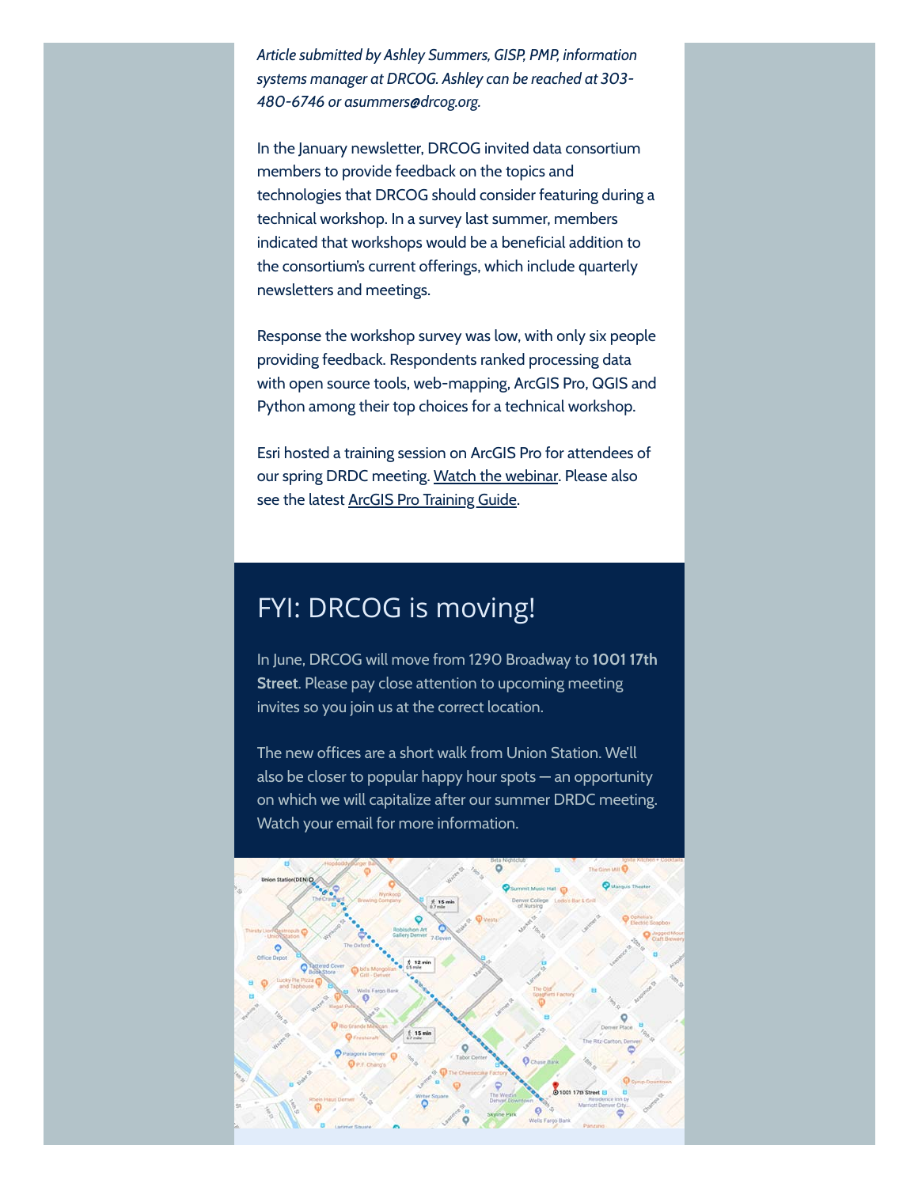*Article submitted by Ashley Summers, GISP, PMP, information systems manager at DRCOG. Ashley can be reached at 303-480-6746 or asummers@drcog.org.*

In the January newsletter, DRCOG invited data consortium members to provide feedback on the topics and technologies that DRCOG should consider featuring during a technical workshop. In a survey last summer, members indicated that workshops would be a beneficial addition to the consortium's current offerings, which include quarterly newsletters and meetings.

Response the workshop survey was low, with only six people providing feedback. Respondents ranked processing data with open source tools, web-mapping, ArcGIS Pro, QGIS and Python among their top choices for a technical workshop.

Esri hosted a training session on ArcGIS Pro for attendees of our spring DRDC meeting. Watch the webinar. Please also see the latest ArcGIS Pro Training Guide.

## FYI: DRCOG is moving!

In June, DRCOG will move from 1290 Broadway to **1001 17th Street**. Please pay close attention to upcoming meeting invites so you join us at the correct location.

The new offices are a short walk from Union Station. We'll also be closer to popular happy hour spots — an opportunity on which we will capitalize after our summer DRDC meeting. Watch your email for more information.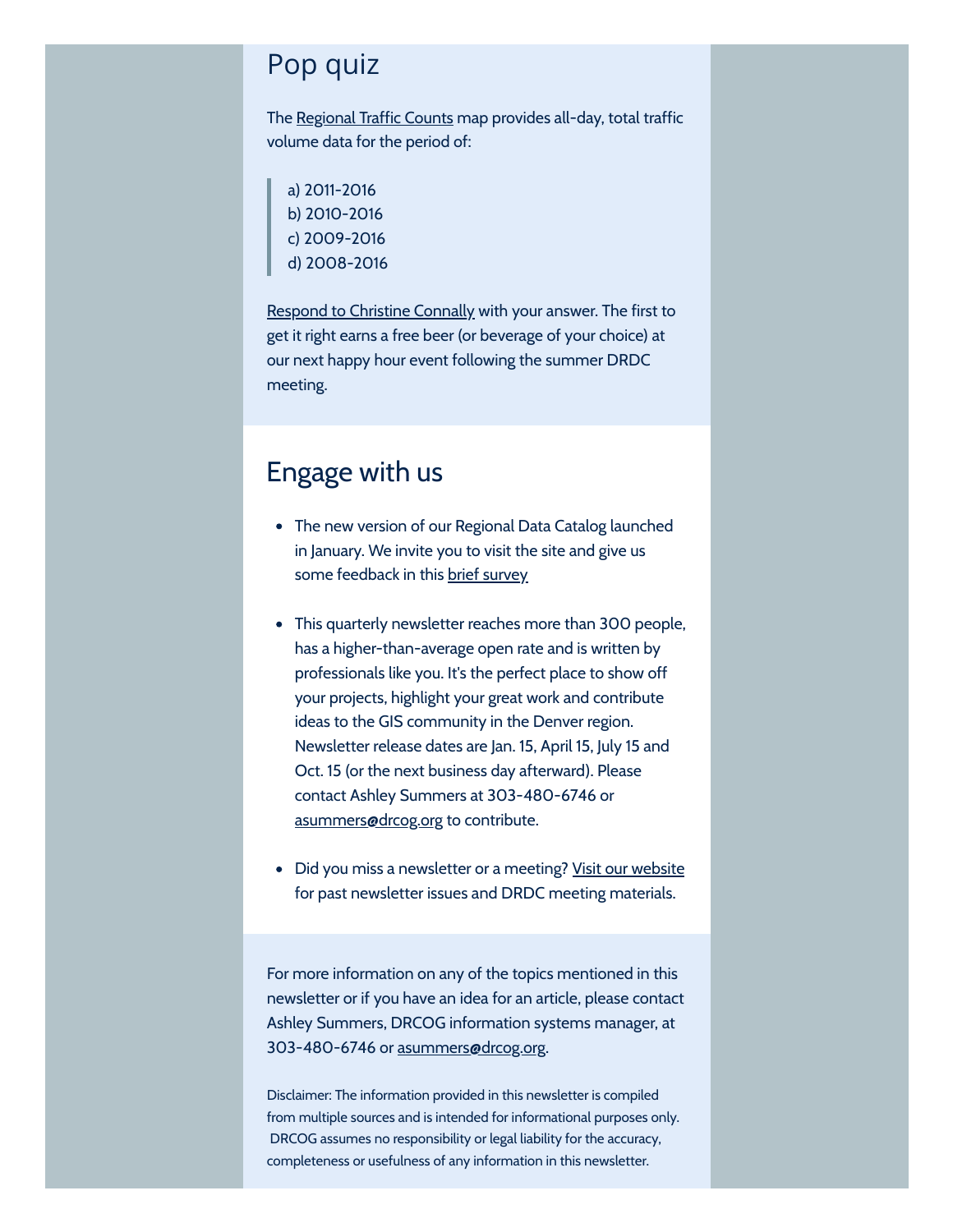## Pop quiz

The Regional Traffic Counts map provides all-day, total traffic volume data for the period of:

> a) 2011-2016
> b) 2010-2016
> c) 2009-2016
> d) 2008-2016

Respond to Christine Connally with your answer. The first to get it right earns a free beer (or beverage of your choice) at our next happy hour event following the summer DRDC meeting.

## Engage with us

- The new version of our Regional Data Catalog launched in January. We invite you to visit the site and give us some feedback in this brief survey

- This quarterly newsletter reaches more than 300 people, has a higher-than-average open rate and is written by professionals like you. It's the perfect place to show off your projects, highlight your great work and contribute ideas to the GIS community in the Denver region. Newsletter release dates are Jan. 15, April 15, July 15 and Oct. 15 (or the next business day afterward). Please contact Ashley Summers at 303-480-6746 or asummers@drcog.org to contribute.

- Did you miss a newsletter or a meeting? Visit our website for past newsletter issues and DRDC meeting materials.

For more information on any of the topics mentioned in this newsletter or if you have an idea for an article, please contact Ashley Summers, DRCOG information systems manager, at 303-480-6746 or asummers@drcog.org.

Disclaimer: The information provided in this newsletter is compiled from multiple sources and is intended for informational purposes only. DRCOG assumes no responsibility or legal liability for the accuracy, completeness or usefulness of any information in this newsletter.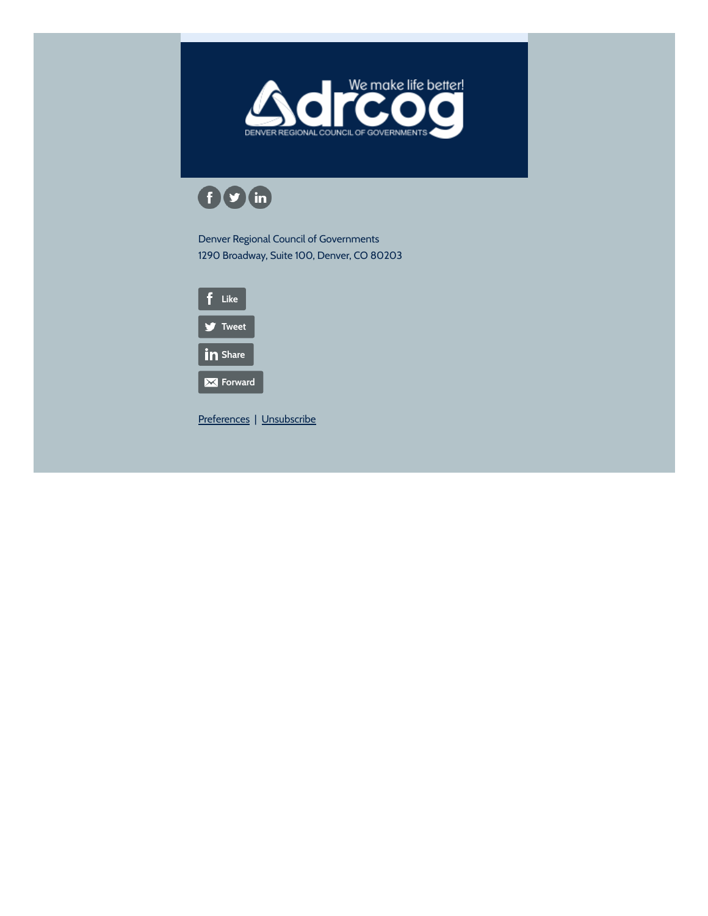Denver Regional Council of Governments
1290 Broadway, Suite 100, Denver, CO 80203

Like

Tweet

Share

Forward

Preferences | Unsubscribe